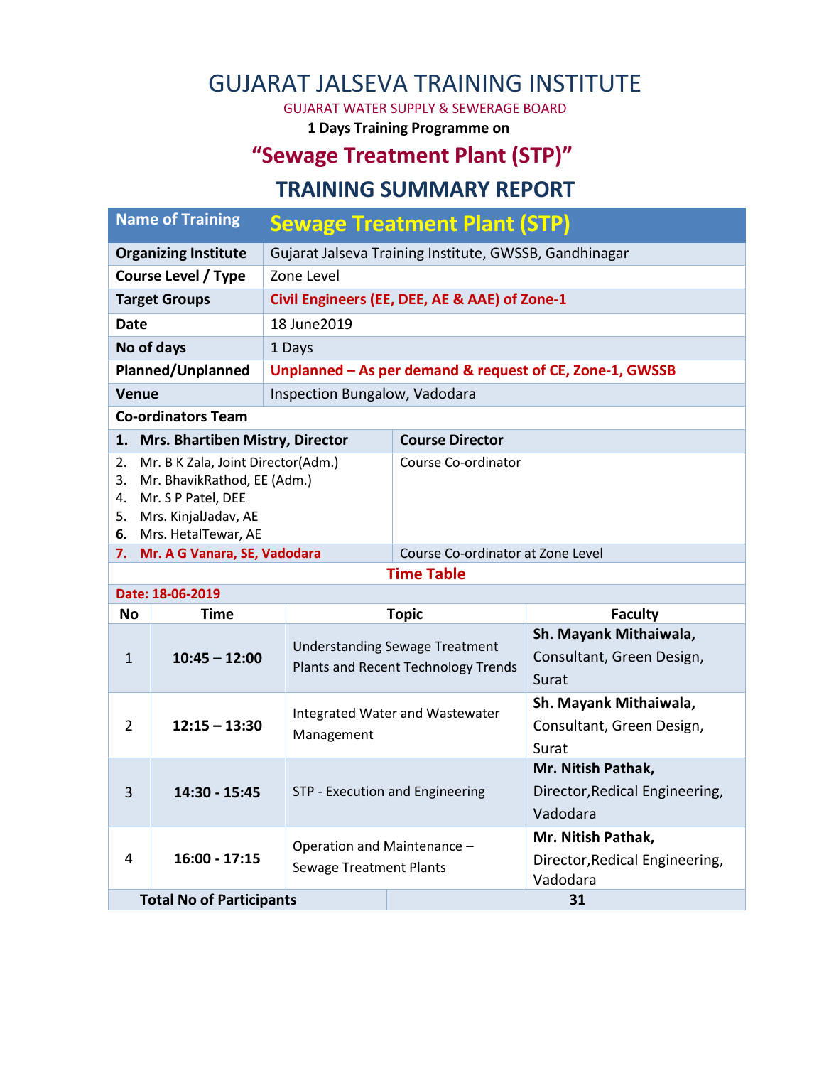# GUJARAT JALSEVA TRAINING INSTITUTE

GUJARAT WATER SUPPLY & SEWERAGE BOARD

**1 Days Training Programme on**

## "Sewage Treatment Plant (STP)"

## TRAINING SUMMARY REPORT

| Name of Training | Sewage Treatment Plant (STP) |
|---|---|
| **Organizing Institute** | Gujarat Jalseva Training Institute, GWSSB, Gandhinagar |
| **Course Level / Type** | Zone Level |
| **Target Groups** | **Civil Engineers (EE, DEE, AE & AAE) of Zone-1** |
| **Date** | 18 June2019 |
| **No of days** | 1 Days |
| **Planned/Unplanned** | **Unplanned – As per demand & request of CE, Zone-1, GWSSB** |
| **Venue** | Inspection Bungalow, Vadodara |

**Co-ordinators Team**

| Name | Role |
|---|---|
| **1. Mrs. Bhartiben Mistry, Director** | **Course Director** |
| 2. Mr. B K Zala, Joint Director(Adm.)<br>3. Mr. BhavikRathod, EE (Adm.)<br>4. Mr. S P Patel, DEE<br>5. Mrs. KinjalJadav, AE<br>6. Mrs. HetalTewar, AE | Course Co-ordinator |
| **7. Mr. A G Vanara, SE, Vadodara** | Course Co-ordinator at Zone Level |

**Time Table**

**Date: 18-06-2019**

| No | Time | Topic | Faculty |
|---|---|---|---|
| 1 | **10:45 – 12:00** | Understanding Sewage Treatment Plants and Recent Technology Trends | **Sh. Mayank Mithaiwala,** Consultant, Green Design, Surat |
| 2 | **12:15 – 13:30** | Integrated Water and Wastewater Management | **Sh. Mayank Mithaiwala,** Consultant, Green Design, Surat |
| 3 | **14:30 - 15:45** | STP - Execution and Engineering | **Mr. Nitish Pathak,** Director,Redical Engineering, Vadodara |
| 4 | **16:00 - 17:15** | Operation and Maintenance – Sewage Treatment Plants | **Mr. Nitish Pathak,** Director,Redical Engineering, Vadodara |

| **Total No of Participants** | **31** |
|---|---|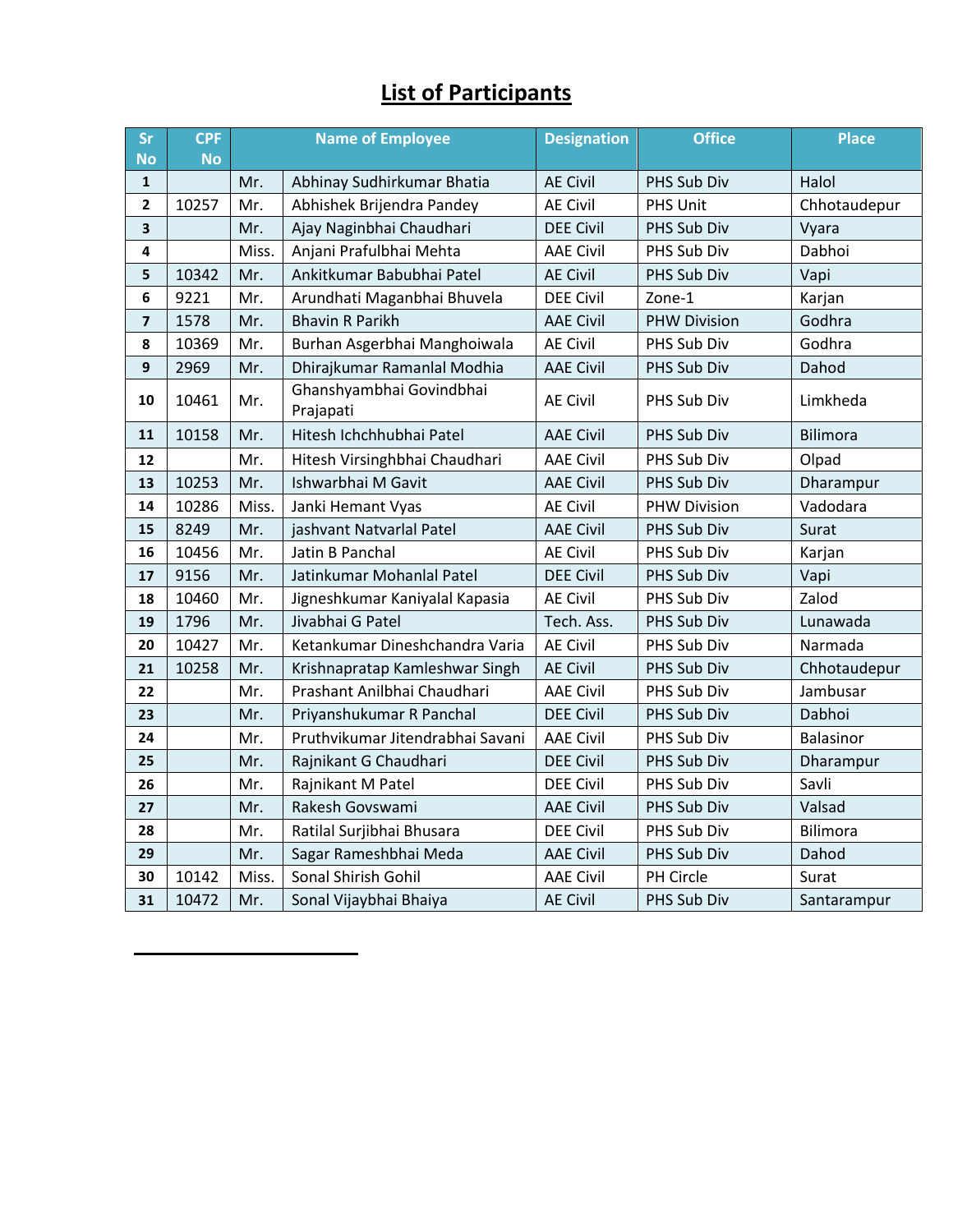# List of Participants

| Sr No | CPF No | Name of Employee | | Designation | Office | Place |
|---|---|---|---|---|---|---|
| 1 | | Mr. | Abhinay Sudhirkumar Bhatia | AE Civil | PHS Sub Div | Halol |
| 2 | 10257 | Mr. | Abhishek Brijendra Pandey | AE Civil | PHS Unit | Chhotaudepur |
| 3 | | Mr. | Ajay Naginbhai Chaudhari | DEE Civil | PHS Sub Div | Vyara |
| 4 | | Miss. | Anjani Prafulbhai Mehta | AAE Civil | PHS Sub Div | Dabhoi |
| 5 | 10342 | Mr. | Ankitkumar Babubhai Patel | AE Civil | PHS Sub Div | Vapi |
| 6 | 9221 | Mr. | Arundhati Maganbhai Bhuvela | DEE Civil | Zone-1 | Karjan |
| 7 | 1578 | Mr. | Bhavin R Parikh | AAE Civil | PHW Division | Godhra |
| 8 | 10369 | Mr. | Burhan Asgerbhai Manghoiwala | AE Civil | PHS Sub Div | Godhra |
| 9 | 2969 | Mr. | Dhirajkumar Ramanlal Modhia | AAE Civil | PHS Sub Div | Dahod |
| 10 | 10461 | Mr. | Ghanshyambhai Govindbhai Prajapati | AE Civil | PHS Sub Div | Limkheda |
| 11 | 10158 | Mr. | Hitesh Ichchhubhai Patel | AAE Civil | PHS Sub Div | Bilimora |
| 12 | | Mr. | Hitesh Virsinghbhai Chaudhari | AAE Civil | PHS Sub Div | Olpad |
| 13 | 10253 | Mr. | Ishwarbhai M Gavit | AAE Civil | PHS Sub Div | Dharampur |
| 14 | 10286 | Miss. | Janki Hemant Vyas | AE Civil | PHW Division | Vadodara |
| 15 | 8249 | Mr. | jashvant Natvarlal Patel | AAE Civil | PHS Sub Div | Surat |
| 16 | 10456 | Mr. | Jatin B Panchal | AE Civil | PHS Sub Div | Karjan |
| 17 | 9156 | Mr. | Jatinkumar Mohanlal Patel | DEE Civil | PHS Sub Div | Vapi |
| 18 | 10460 | Mr. | Jigneshkumar Kaniyalal Kapasia | AE Civil | PHS Sub Div | Zalod |
| 19 | 1796 | Mr. | Jivabhai G Patel | Tech. Ass. | PHS Sub Div | Lunawada |
| 20 | 10427 | Mr. | Ketankumar Dineshchandra Varia | AE Civil | PHS Sub Div | Narmada |
| 21 | 10258 | Mr. | Krishnapratap Kamleshwar Singh | AE Civil | PHS Sub Div | Chhotaudepur |
| 22 | | Mr. | Prashant Anilbhai Chaudhari | AAE Civil | PHS Sub Div | Jambusar |
| 23 | | Mr. | Priyanshukumar R Panchal | DEE Civil | PHS Sub Div | Dabhoi |
| 24 | | Mr. | Pruthvikumar Jitendrabhai Savani | AAE Civil | PHS Sub Div | Balasinor |
| 25 | | Mr. | Rajnikant G Chaudhari | DEE Civil | PHS Sub Div | Dharampur |
| 26 | | Mr. | Rajnikant M Patel | DEE Civil | PHS Sub Div | Savli |
| 27 | | Mr. | Rakesh Govswami | AAE Civil | PHS Sub Div | Valsad |
| 28 | | Mr. | Ratilal Surjibhai Bhusara | DEE Civil | PHS Sub Div | Bilimora |
| 29 | | Mr. | Sagar Rameshbhai Meda | AAE Civil | PHS Sub Div | Dahod |
| 30 | 10142 | Miss. | Sonal Shirish Gohil | AAE Civil | PH Circle | Surat |
| 31 | 10472 | Mr. | Sonal Vijaybhai Bhaiya | AE Civil | PHS Sub Div | Santarampur |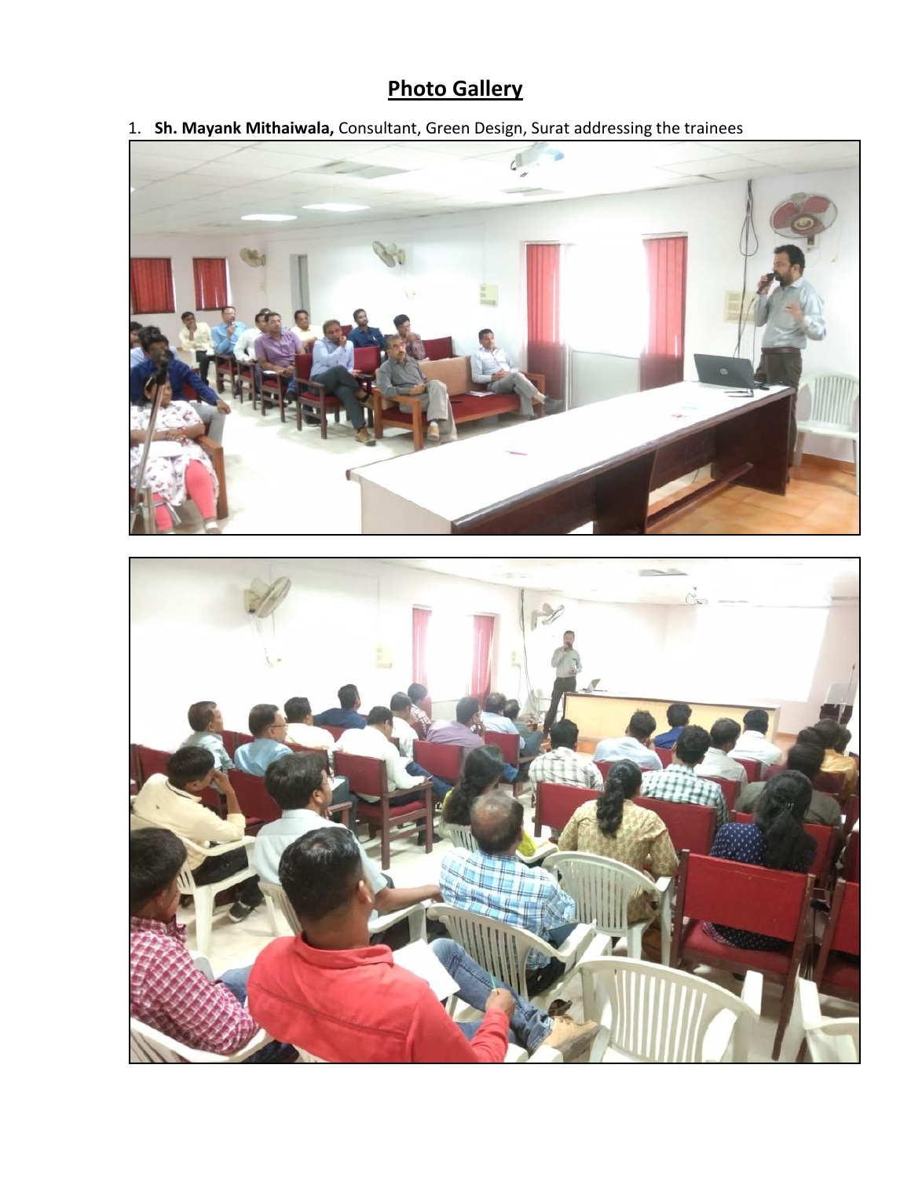# Photo Gallery

1. **Sh. Mayank Mithaiwala,** Consultant, Green Design, Surat addressing the trainees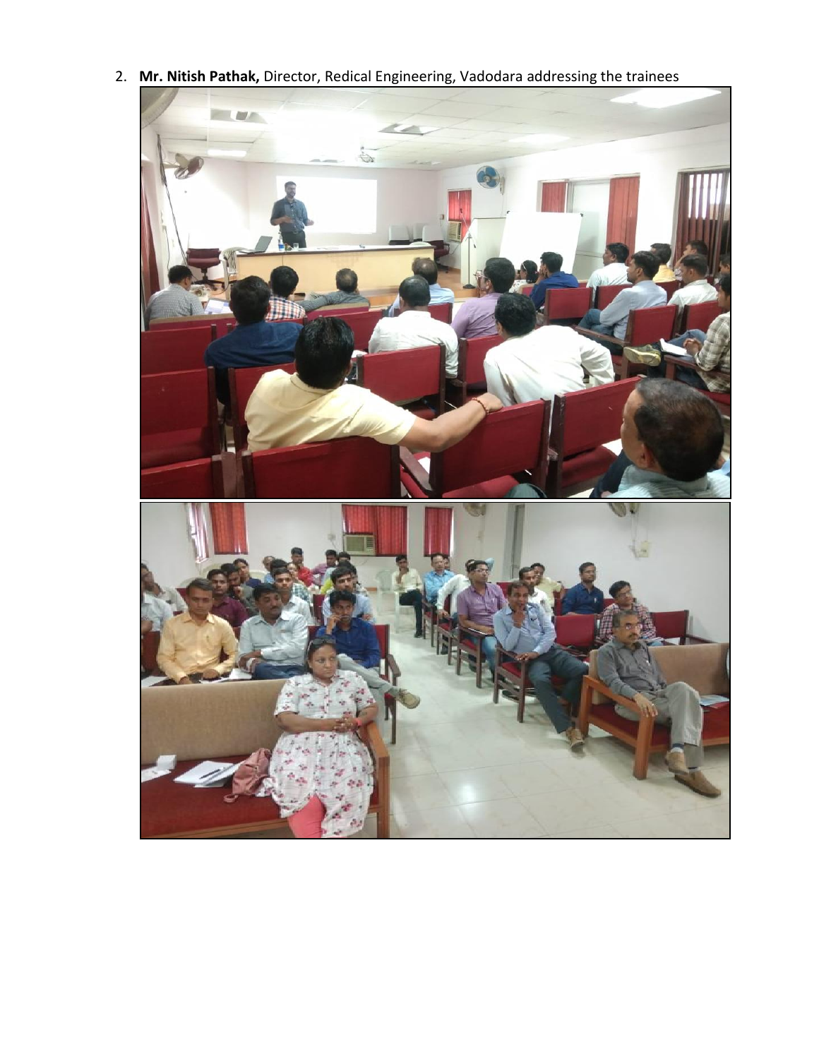2. **Mr. Nitish Pathak,** Director, Redical Engineering, Vadodara addressing the trainees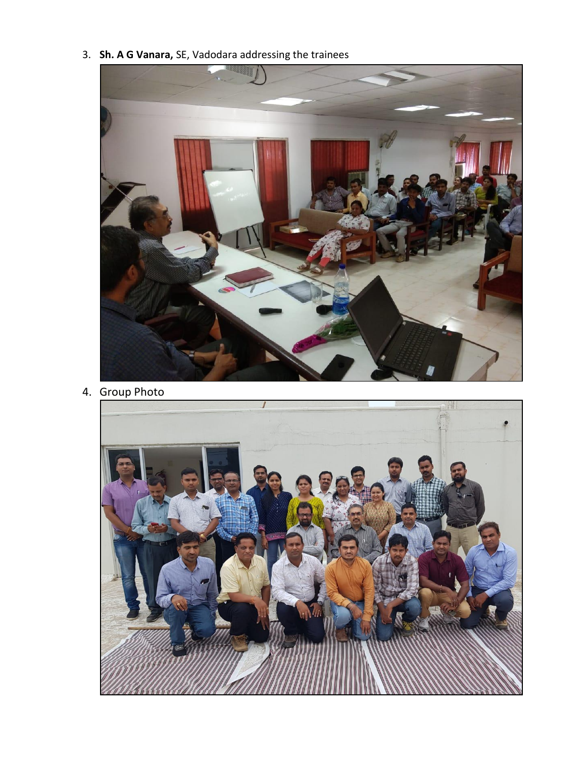3. **Sh. A G Vanara,** SE, Vadodara addressing the trainees

4. Group Photo